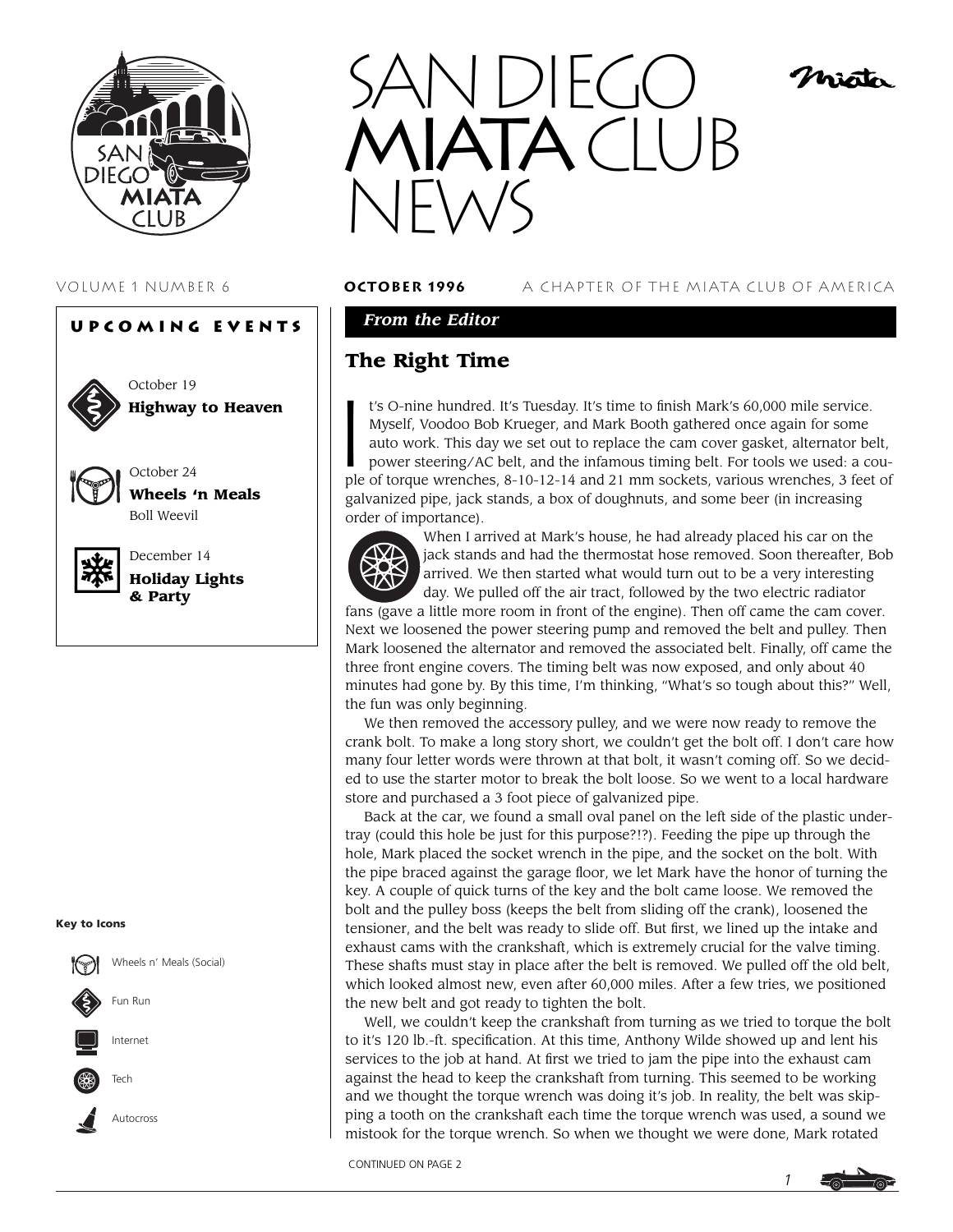# SAN DIEGO MIATA CLUB NEWS

VOLUME 1 NUMBER 6 **OCTOBER 1996** A CHAPTER OF THE MIATA CLUB OF AMERICA

## UPCOMING EVENTS

October 19
**Highway to Heaven**

October 24
**Wheels 'n Meals**
Boll Weevil

December 14
**Holiday Lights & Party**

**Key to Icons**

- Wheels n' Meals (Social)
- Fun Run
- Internet
- Tech
- Autocross

*From the Editor*

## The Right Time

It's O-nine hundred. It's Tuesday. It's time to finish Mark's 60,000 mile service. Myself, Voodoo Bob Krueger, and Mark Booth gathered once again for some auto work. This day we set out to replace the cam cover gasket, alternator belt, power steering/AC belt, and the infamous timing belt. For tools we used: a couple of torque wrenches, 8-10-12-14 and 21 mm sockets, various wrenches, 3 feet of galvanized pipe, jack stands, a box of doughnuts, and some beer (in increasing order of importance).

When I arrived at Mark's house, he had already placed his car on the jack stands and had the thermostat hose removed. Soon thereafter, Bob arrived. We then started what would turn out to be a very interesting day. We pulled off the air tract, followed by the two electric radiator fans (gave a little more room in front of the engine). Then off came the cam cover. Next we loosened the power steering pump and removed the belt and pulley. Then Mark loosened the alternator and removed the associated belt. Finally, off came the three front engine covers. The timing belt was now exposed, and only about 40 minutes had gone by. By this time, I'm thinking, "What's so tough about this?" Well, the fun was only beginning.

We then removed the accessory pulley, and we were now ready to remove the crank bolt. To make a long story short, we couldn't get the bolt off. I don't care how many four letter words were thrown at that bolt, it wasn't coming off. So we decided to use the starter motor to break the bolt loose. So we went to a local hardware store and purchased a 3 foot piece of galvanized pipe.

Back at the car, we found a small oval panel on the left side of the plastic undertray (could this hole be just for this purpose?!?). Feeding the pipe up through the hole, Mark placed the socket wrench in the pipe, and the socket on the bolt. With the pipe braced against the garage floor, we let Mark have the honor of turning the key. A couple of quick turns of the key and the bolt came loose. We removed the bolt and the pulley boss (keeps the belt from sliding off the crank), loosened the tensioner, and the belt was ready to slide off. But first, we lined up the intake and exhaust cams with the crankshaft, which is extremely crucial for the valve timing. These shafts must stay in place after the belt is removed. We pulled off the old belt, which looked almost new, even after 60,000 miles. After a few tries, we positioned the new belt and got ready to tighten the bolt.

Well, we couldn't keep the crankshaft from turning as we tried to torque the bolt to it's 120 lb.-ft. specification. At this time, Anthony Wilde showed up and lent his services to the job at hand. At first we tried to jam the pipe into the exhaust cam against the head to keep the crankshaft from turning. This seemed to be working and we thought the torque wrench was doing it's job. In reality, the belt was skipping a tooth on the crankshaft each time the torque wrench was used, a sound we mistook for the torque wrench. So when we thought we were done, Mark rotated

CONTINUED ON PAGE 2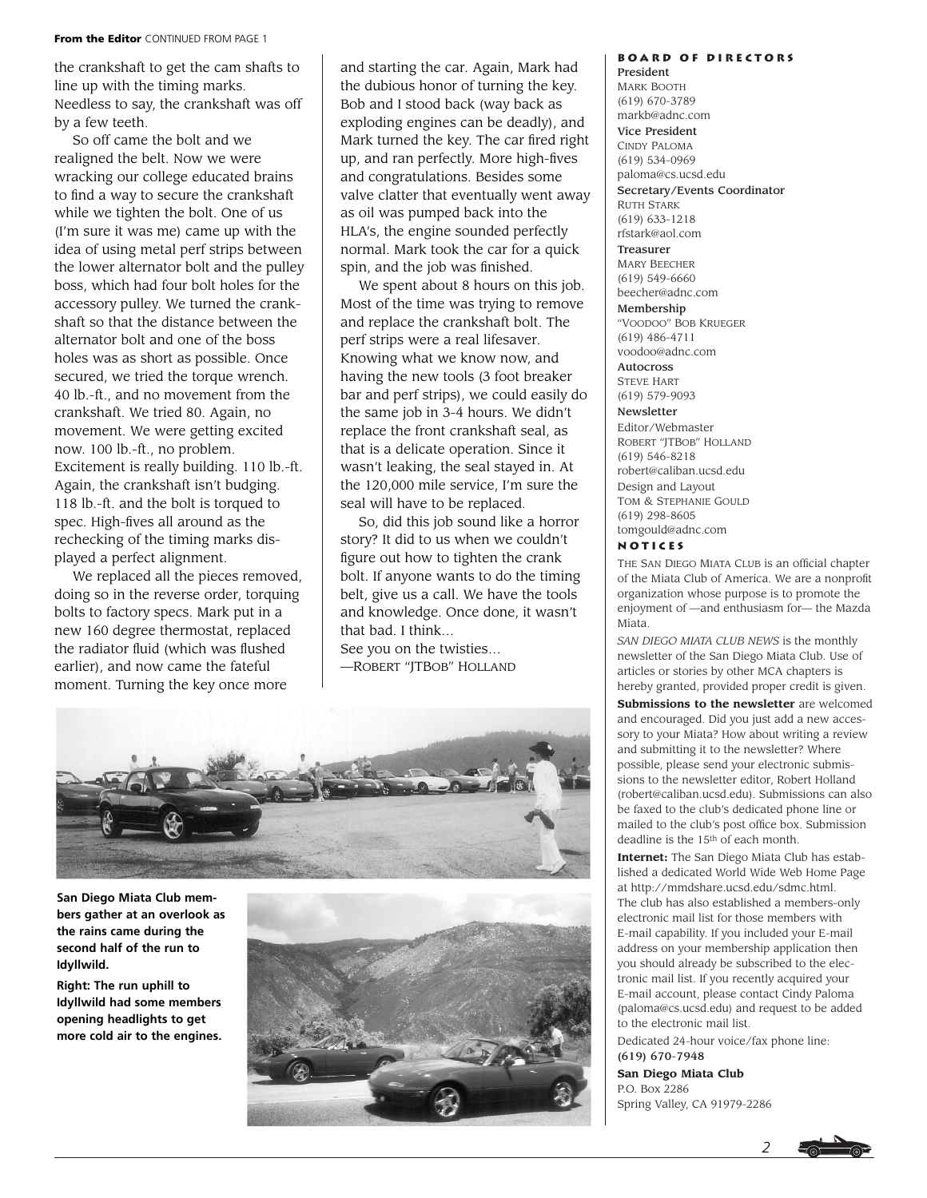**From the Editor** CONTINUED FROM PAGE 1

the crankshaft to get the cam shafts to line up with the timing marks. Needless to say, the crankshaft was off by a few teeth.

So off came the bolt and we realigned the belt. Now we were wracking our college educated brains to find a way to secure the crankshaft while we tighten the bolt. One of us (I'm sure it was me) came up with the idea of using metal perf strips between the lower alternator bolt and the pulley boss, which had four bolt holes for the accessory pulley. We turned the crankshaft so that the distance between the alternator bolt and one of the boss holes was as short as possible. Once secured, we tried the torque wrench. 40 lb.-ft., and no movement from the crankshaft. We tried 80. Again, no movement. We were getting excited now. 100 lb.-ft., no problem. Excitement is really building. 110 lb.-ft. Again, the crankshaft isn't budging. 118 lb.-ft. and the bolt is torqued to spec. High-fives all around as the rechecking of the timing marks displayed a perfect alignment.

We replaced all the pieces removed, doing so in the reverse order, torquing bolts to factory specs. Mark put in a new 160 degree thermostat, replaced the radiator fluid (which was flushed earlier), and now came the fateful moment. Turning the key once more and starting the car. Again, Mark had the dubious honor of turning the key. Bob and I stood back (way back as exploding engines can be deadly), and Mark turned the key. The car fired right up, and ran perfectly. More high-fives and congratulations. Besides some valve clatter that eventually went away as oil was pumped back into the HLA's, the engine sounded perfectly normal. Mark took the car for a quick spin, and the job was finished.

We spent about 8 hours on this job. Most of the time was trying to remove and replace the crankshaft bolt. The perf strips were a real lifesaver. Knowing what we know now, and having the new tools (3 foot breaker bar and perf strips), we could easily do the same job in 3-4 hours. We didn't replace the front crankshaft seal, as that is a delicate operation. Since it wasn't leaking, the seal stayed in. At the 120,000 mile service, I'm sure the seal will have to be replaced.

So, did this job sound like a horror story? It did to us when we couldn't figure out how to tighten the crank bolt. If anyone wants to do the timing belt, give us a call. We have the tools and knowledge. Once done, it wasn't that bad. I think…

See you on the twisties…

—Robert "JTBob" Holland

**San Diego Miata Club members gather at an overlook as the rains came during the second half of the run to Idyllwild.**

**Right: The run uphill to Idyllwild had some members opening headlights to get more cold air to the engines.**

## Board of Directors

**President**
Mark Booth
(619) 670-3789
markb@adnc.com

**Vice President**
Cindy Paloma
(619) 534-0969
paloma@cs.ucsd.edu

**Secretary/Events Coordinator**
Ruth Stark
(619) 633-1218
rfstark@aol.com

**Treasurer**
Mary Beecher
(619) 549-6660
beecher@adnc.com

**Membership**
"Voodoo" Bob Krueger
(619) 486-4711
voodoo@adnc.com

**Autocross**
Steve Hart
(619) 579-9093

**Newsletter**
Editor/Webmaster
Robert "JTBob" Holland
(619) 546-8218
robert@caliban.ucsd.edu
Design and Layout
Tom & Stephanie Gould
(619) 298-8605
tomgould@adnc.com

## Notices

The San Diego Miata Club is an official chapter of the Miata Club of America. We are a nonprofit organization whose purpose is to promote the enjoyment of —and enthusiasm for— the Mazda Miata.

*San Diego Miata Club News* is the monthly newsletter of the San Diego Miata Club. Use of articles or stories by other MCA chapters is hereby granted, provided proper credit is given.

**Submissions to the newsletter** are welcomed and encouraged. Did you just add a new accessory to your Miata? How about writing a review and submitting it to the newsletter? Where possible, please send your electronic submissions to the newsletter editor, Robert Holland (robert@caliban.ucsd.edu). Submissions can also be faxed to the club's dedicated phone line or mailed to the club's post office box. Submission deadline is the 15th of each month.

**Internet:** The San Diego Miata Club has established a dedicated World Wide Web Home Page at http://mmdshare.ucsd.edu/sdmc.html. The club has also established a members-only electronic mail list for those members with E-mail capability. If you included your E-mail address on your membership application then you should already be subscribed to the electronic mail list. If you recently acquired your E-mail account, please contact Cindy Paloma (paloma@cs.ucsd.edu) and request to be added to the electronic mail list.

Dedicated 24-hour voice/fax phone line:
**(619) 670-7948**

**San Diego Miata Club**
P.O. Box 2286
Spring Valley, CA 91979-2286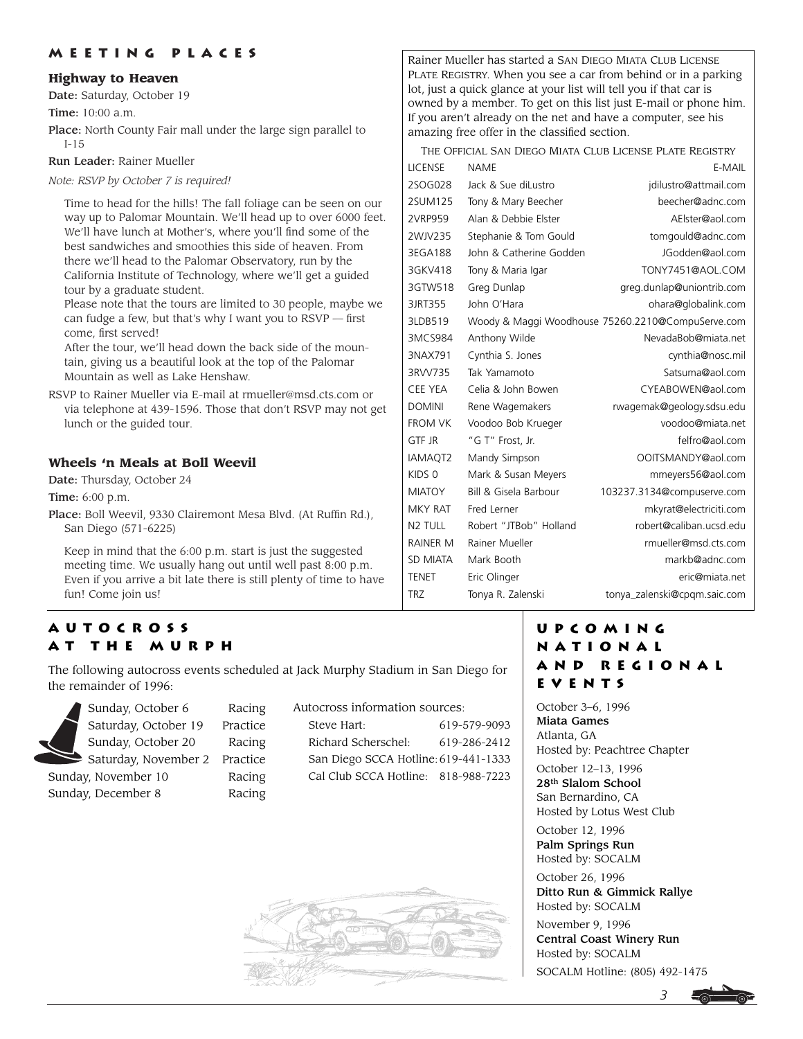## Meeting Places

### Highway to Heaven

**Date:** Saturday, October 19

**Time:** 10:00 a.m.

**Place:** North County Fair mall under the large sign parallel to I-15

**Run Leader:** Rainer Mueller

*Note: RSVP by October 7 is required!*

Time to head for the hills! The fall foliage can be seen on our way up to Palomar Mountain. We'll head up to over 6000 feet. We'll have lunch at Mother's, where you'll find some of the best sandwiches and smoothies this side of heaven. From there we'll head to the Palomar Observatory, run by the California Institute of Technology, where we'll get a guided tour by a graduate student.

Please note that the tours are limited to 30 people, maybe we can fudge a few, but that's why I want you to RSVP — first come, first served!

After the tour, we'll head down the back side of the mountain, giving us a beautiful look at the top of the Palomar Mountain as well as Lake Henshaw.

RSVP to Rainer Mueller via E-mail at rmueller@msd.cts.com or via telephone at 439-1596. Those that don't RSVP may not get lunch or the guided tour.

### Wheels 'n Meals at Boll Weevil

**Date:** Thursday, October 24

**Time:** 6:00 p.m.

**Place:** Boll Weevil, 9330 Clairemont Mesa Blvd. (At Ruffin Rd.), San Diego (571-6225)

Keep in mind that the 6:00 p.m. start is just the suggested meeting time. We usually hang out until well past 8:00 p.m. Even if you arrive a bit late there is still plenty of time to have fun! Come join us!

Rainer Mueller has started a San Diego Miata Club License Plate Registry. When you see a car from behind or in a parking lot, just a quick glance at your list will tell you if that car is owned by a member. To get on this list just E-mail or phone him. If you aren't already on the net and have a computer, see his amazing free offer in the classified section.

The Official San Diego Miata Club License Plate Registry

| License | Name | E-mail |
|---|---|---|
| 2SOG028 | Jack & Sue diLustro | jdilustro@attmail.com |
| 2SUM125 | Tony & Mary Beecher | beecher@adnc.com |
| 2VRP959 | Alan & Debbie Elster | AElster@aol.com |
| 2WJV235 | Stephanie & Tom Gould | tomgould@adnc.com |
| 3EGA188 | John & Catherine Godden | JGodden@aol.com |
| 3GKV418 | Tony & Maria Igar | TONY7451@AOL.COM |
| 3GTW518 | Greg Dunlap | greg.dunlap@uniontrib.com |
| 3JRT355 | John O'Hara | ohara@globalink.com |
| 3LDB519 | Woody & Maggi Woodhouse | 75260.2210@CompuServe.com |
| 3MCS984 | Anthony Wilde | NevadaBob@miata.net |
| 3NAX791 | Cynthia S. Jones | cynthia@nosc.mil |
| 3RVV735 | Tak Yamamoto | Satsuma@aol.com |
| CEE YEA | Celia & John Bowen | CYEABOWEN@aol.com |
| DOMINI | Rene Wagemakers | rwagemak@geology.sdsu.edu |
| FROM VK | Voodoo Bob Krueger | voodoo@miata.net |
| GTF JR | "G T" Frost, Jr. | felfro@aol.com |
| IAMAQT2 | Mandy Simpson | OOITSMANDY@aol.com |
| KIDS 0 | Mark & Susan Meyers | mmeyers56@aol.com |
| MIATOY | Bill & Gisela Barbour | 103237.3134@compuserve.com |
| MKY RAT | Fred Lerner | mkyrat@electriciti.com |
| N2 TULL | Robert "JTBob" Holland | robert@caliban.ucsd.edu |
| RAINER M | Rainer Mueller | rmueller@msd.cts.com |
| SD MIATA | Mark Booth | markb@adnc.com |
| TENET | Eric Olinger | eric@miata.net |
| TRZ | Tonya R. Zalenski | tonya_zalenski@cpqm.saic.com |

## Autocross at the Murph

The following autocross events scheduled at Jack Murphy Stadium in San Diego for the remainder of 1996:

| Date | Event |
|---|---|
| Sunday, October 6 | Racing |
| Saturday, October 19 | Practice |
| Sunday, October 20 | Racing |
| Saturday, November 2 | Practice |
| Sunday, November 10 | Racing |
| Sunday, December 8 | Racing |

Autocross information sources:

| Source | Phone |
|---|---|
| Steve Hart: | 619-579-9093 |
| Richard Scherschel: | 619-286-2412 |
| San Diego SCCA Hotline: | 619-441-1333 |
| Cal Club SCCA Hotline: | 818-988-7223 |

## Upcoming National and Regional Events

October 3–6, 1996
**Miata Games**
Atlanta, GA
Hosted by: Peachtree Chapter

October 12–13, 1996
**28th Slalom School**
San Bernardino, CA
Hosted by Lotus West Club

October 12, 1996
**Palm Springs Run**
Hosted by: SOCALM

October 26, 1996
**Ditto Run & Gimmick Rallye**
Hosted by: SOCALM

November 9, 1996
**Central Coast Winery Run**
Hosted by: SOCALM

SOCALM Hotline: (805) 492-1475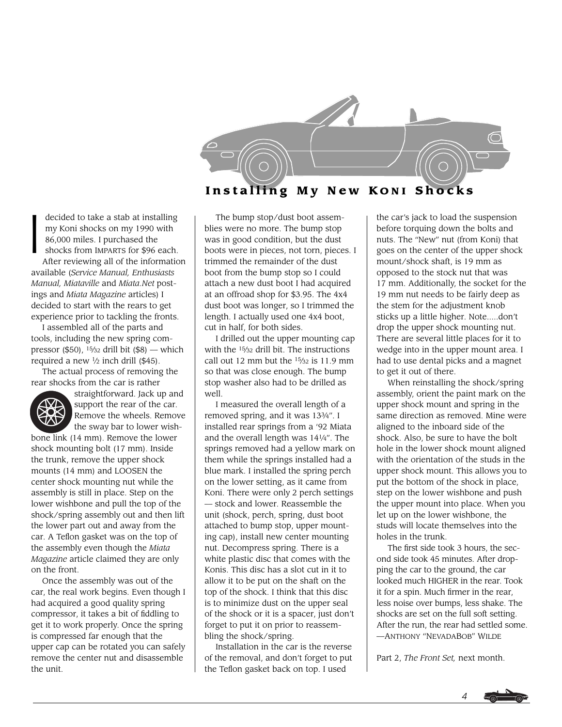# Installing My New KONI Shocks

I decided to take a stab at installing my Koni shocks on my 1990 with 86,000 miles. I purchased the shocks from IMPARTS for $96 each. After reviewing all of the information available (*Service Manual, Enthusiasts Manual, Miataville* and *Miata.Net* postings and *Miata Magazine* articles) I decided to start with the rears to get experience prior to tackling the fronts.

I assembled all of the parts and tools, including the new spring compressor ($50), 15⁄32 drill bit ($8) — which required a new ½ inch drill ($45).

The actual process of removing the rear shocks from the car is rather straightforward. Jack up and support the rear of the car. Remove the wheels. Remove the sway bar to lower wishbone link (14 mm). Remove the lower shock mounting bolt (17 mm). Inside the trunk, remove the upper shock mounts (14 mm) and LOOSEN the center shock mounting nut while the assembly is still in place. Step on the lower wishbone and pull the top of the shock/spring assembly out and then lift the lower part out and away from the car. A Teflon gasket was on the top of the assembly even though the *Miata Magazine* article claimed they are only on the front.

Once the assembly was out of the car, the real work begins. Even though I had acquired a good quality spring compressor, it takes a bit of fiddling to get it to work properly. Once the spring is compressed far enough that the upper cap can be rotated you can safely remove the center nut and disassemble the unit.

The bump stop/dust boot assemblies were no more. The bump stop was in good condition, but the dust boots were in pieces, not torn, pieces. I trimmed the remainder of the dust boot from the bump stop so I could attach a new dust boot I had acquired at an offroad shop for $3.95. The 4x4 dust boot was longer, so I trimmed the length. I actually used one 4x4 boot, cut in half, for both sides.

I drilled out the upper mounting cap with the 15⁄32 drill bit. The instructions call out 12 mm but the 15⁄32 is 11.9 mm so that was close enough. The bump stop washer also had to be drilled as well.

I measured the overall length of a removed spring, and it was 13¾". I installed rear springs from a '92 Miata and the overall length was 14¼". The springs removed had a yellow mark on them while the springs installed had a blue mark. I installed the spring perch on the lower setting, as it came from Koni. There were only 2 perch settings — stock and lower. Reassemble the unit (shock, perch, spring, dust boot attached to bump stop, upper mounting cap), install new center mounting nut. Decompress spring. There is a white plastic disc that comes with the Konis. This disc has a slot cut in it to allow it to be put on the shaft on the top of the shock. I think that this disc is to minimize dust on the upper seal of the shock or it is a spacer, just don't forget to put it on prior to reassembling the shock/spring.

Installation in the car is the reverse of the removal, and don't forget to put the Teflon gasket back on top. I used the car's jack to load the suspension before torquing down the bolts and nuts. The "New" nut (from Koni) that goes on the center of the upper shock mount/shock shaft, is 19 mm as opposed to the stock nut that was 17 mm. Additionally, the socket for the 19 mm nut needs to be fairly deep as the stem for the adjustment knob sticks up a little higher. Note.....don't drop the upper shock mounting nut. There are several little places for it to wedge into in the upper mount area. I had to use dental picks and a magnet to get it out of there.

When reinstalling the shock/spring assembly, orient the paint mark on the upper shock mount and spring in the same direction as removed. Mine were aligned to the inboard side of the shock. Also, be sure to have the bolt hole in the lower shock mount aligned with the orientation of the studs in the upper shock mount. This allows you to put the bottom of the shock in place, step on the lower wishbone and push the upper mount into place. When you let up on the lower wishbone, the studs will locate themselves into the holes in the trunk.

The first side took 3 hours, the second side took 45 minutes. After dropping the car to the ground, the car looked much HIGHER in the rear. Took it for a spin. Much firmer in the rear, less noise over bumps, less shake. The shocks are set on the full soft setting. After the run, the rear had settled some.
—ANTHONY "NEVADABOB" WILDE

Part 2, *The Front Set,* next month.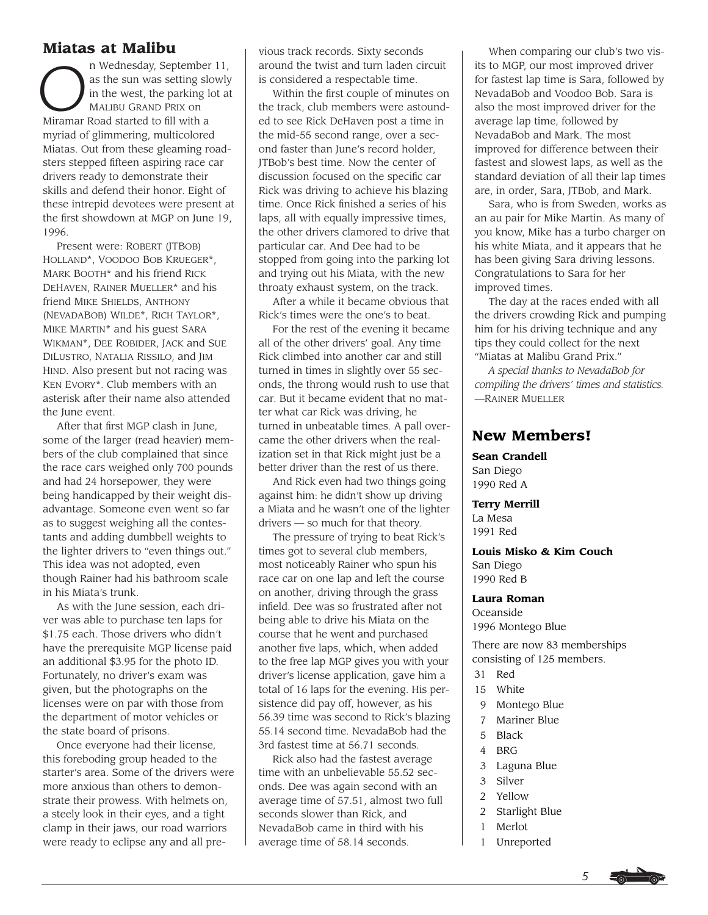## Miatas at Malibu

On Wednesday, September 11, as the sun was setting slowly in the west, the parking lot at MALIBU GRAND PRIX on Miramar Road started to fill with a myriad of glimmering, multicolored Miatas. Out from these gleaming roadsters stepped fifteen aspiring race car drivers ready to demonstrate their skills and defend their honor. Eight of these intrepid devotees were present at the first showdown at MGP on June 19, 1996.

Present were: ROBERT (JTBOB) HOLLAND*, VOODOO BOB KRUEGER*, MARK BOOTH* and his friend RICK DEHAVEN, RAINER MUELLER* and his friend MIKE SHIELDS, ANTHONY (NEVADABOB) WILDE*, RICH TAYLOR*, MIKE MARTIN* and his guest SARA WIKMAN*, DEE ROBIDER, JACK and SUE DILUSTRO, NATALIA RISSILO, and JIM HIND. Also present but not racing was KEN EVORY*. Club members with an asterisk after their name also attended the June event.

After that first MGP clash in June, some of the larger (read heavier) members of the club complained that since the race cars weighed only 700 pounds and had 24 horsepower, they were being handicapped by their weight disadvantage. Someone even went so far as to suggest weighing all the contestants and adding dumbbell weights to the lighter drivers to "even things out." This idea was not adopted, even though Rainer had his bathroom scale in his Miata's trunk.

As with the June session, each driver was able to purchase ten laps for $1.75 each. Those drivers who didn't have the prerequisite MGP license paid an additional $3.95 for the photo ID. Fortunately, no driver's exam was given, but the photographs on the licenses were on par with those from the department of motor vehicles or the state board of prisons.

Once everyone had their license, this foreboding group headed to the starter's area. Some of the drivers were more anxious than others to demonstrate their prowess. With helmets on, a steely look in their eyes, and a tight clamp in their jaws, our road warriors were ready to eclipse any and all previous track records. Sixty seconds around the twist and turn laden circuit is considered a respectable time.

Within the first couple of minutes on the track, club members were astounded to see Rick DeHaven post a time in the mid-55 second range, over a second faster than June's record holder, JTBob's best time. Now the center of discussion focused on the specific car Rick was driving to achieve his blazing time. Once Rick finished a series of his laps, all with equally impressive times, the other drivers clamored to drive that particular car. And Dee had to be stopped from going into the parking lot and trying out his Miata, with the new throaty exhaust system, on the track.

After a while it became obvious that Rick's times were the one's to beat.

For the rest of the evening it became all of the other drivers' goal. Any time Rick climbed into another car and still turned in times in slightly over 55 seconds, the throng would rush to use that car. But it became evident that no matter what car Rick was driving, he turned in unbeatable times. A pall overcame the other drivers when the realization set in that Rick might just be a better driver than the rest of us there.

And Rick even had two things going against him: he didn't show up driving a Miata and he wasn't one of the lighter drivers — so much for that theory.

The pressure of trying to beat Rick's times got to several club members, most noticeably Rainer who spun his race car on one lap and left the course on another, driving through the grass infield. Dee was so frustrated after not being able to drive his Miata on the course that he went and purchased another five laps, which, when added to the free lap MGP gives you with your driver's license application, gave him a total of 16 laps for the evening. His persistence did pay off, however, as his 56.39 time was second to Rick's blazing 55.14 second time. NevadaBob had the 3rd fastest time at 56.71 seconds.

Rick also had the fastest average time with an unbelievable 55.52 seconds. Dee was again second with an average time of 57.51, almost two full seconds slower than Rick, and NevadaBob came in third with his average time of 58.14 seconds.

When comparing our club's two visits to MGP, our most improved driver for fastest lap time is Sara, followed by NevadaBob and Voodoo Bob. Sara is also the most improved driver for the average lap time, followed by NevadaBob and Mark. The most improved for difference between their fastest and slowest laps, as well as the standard deviation of all their lap times are, in order, Sara, JTBob, and Mark.

Sara, who is from Sweden, works as an au pair for Mike Martin. As many of you know, Mike has a turbo charger on his white Miata, and it appears that he has been giving Sara driving lessons. Congratulations to Sara for her improved times.

The day at the races ended with all the drivers crowding Rick and pumping him for his driving technique and any tips they could collect for the next "Miatas at Malibu Grand Prix."

*A special thanks to NevadaBob for compiling the drivers' times and statistics.*
—RAINER MUELLER

## New Members!

**Sean Crandell**
San Diego
1990 Red A

**Terry Merrill**
La Mesa
1991 Red

**Louis Misko & Kim Couch**
San Diego
1990 Red B

**Laura Roman**
Oceanside
1996 Montego Blue

There are now 83 memberships consisting of 125 members.

| | |
|---|---|
| 31 | Red |
| 15 | White |
| 9 | Montego Blue |
| 7 | Mariner Blue |
| 5 | Black |
| 4 | BRG |
| 3 | Laguna Blue |
| 3 | Silver |
| 2 | Yellow |
| 2 | Starlight Blue |
| 1 | Merlot |
| 1 | Unreported |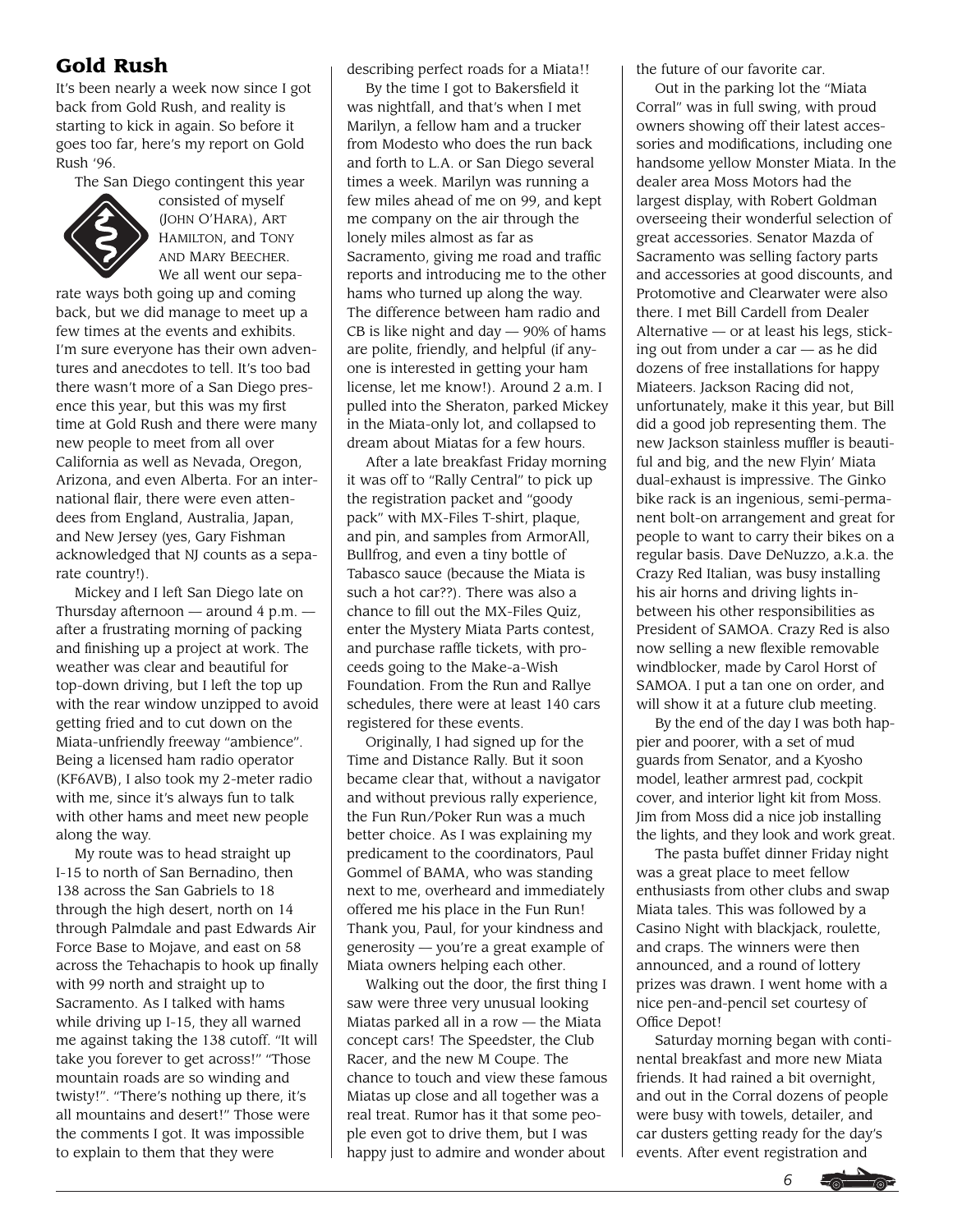## Gold Rush

It's been nearly a week now since I got back from Gold Rush, and reality is starting to kick in again. So before it goes too far, here's my report on Gold Rush '96.

The San Diego contingent this year consisted of myself (John O'Hara), Art Hamilton, and Tony and Mary Beecher. We all went our separate ways both going up and coming back, but we did manage to meet up a few times at the events and exhibits. I'm sure everyone has their own adventures and anecdotes to tell. It's too bad there wasn't more of a San Diego presence this year, but this was my first time at Gold Rush and there were many new people to meet from all over California as well as Nevada, Oregon, Arizona, and even Alberta. For an international flair, there were even attendees from England, Australia, Japan, and New Jersey (yes, Gary Fishman acknowledged that NJ counts as a separate country!).

Mickey and I left San Diego late on Thursday afternoon — around 4 p.m. — after a frustrating morning of packing and finishing up a project at work. The weather was clear and beautiful for top-down driving, but I left the top up with the rear window unzipped to avoid getting fried and to cut down on the Miata-unfriendly freeway "ambience". Being a licensed ham radio operator (KF6AVB), I also took my 2-meter radio with me, since it's always fun to talk with other hams and meet new people along the way.

My route was to head straight up I-15 to north of San Bernadino, then 138 across the San Gabriels to 18 through the high desert, north on 14 through Palmdale and past Edwards Air Force Base to Mojave, and east on 58 across the Tehachapis to hook up finally with 99 north and straight up to Sacramento. As I talked with hams while driving up I-15, they all warned me against taking the 138 cutoff. "It will take you forever to get across!" "Those mountain roads are so winding and twisty!". "There's nothing up there, it's all mountains and desert!" Those were the comments I got. It was impossible to explain to them that they were describing perfect roads for a Miata!!

By the time I got to Bakersfield it was nightfall, and that's when I met Marilyn, a fellow ham and a trucker from Modesto who does the run back and forth to L.A. or San Diego several times a week. Marilyn was running a few miles ahead of me on 99, and kept me company on the air through the lonely miles almost as far as Sacramento, giving me road and traffic reports and introducing me to the other hams who turned up along the way. The difference between ham radio and CB is like night and day — 90% of hams are polite, friendly, and helpful (if anyone is interested in getting your ham license, let me know!). Around 2 a.m. I pulled into the Sheraton, parked Mickey in the Miata-only lot, and collapsed to dream about Miatas for a few hours.

After a late breakfast Friday morning it was off to "Rally Central" to pick up the registration packet and "goody pack" with MX-Files T-shirt, plaque, and pin, and samples from ArmorAll, Bullfrog, and even a tiny bottle of Tabasco sauce (because the Miata is such a hot car??). There was also a chance to fill out the MX-Files Quiz, enter the Mystery Miata Parts contest, and purchase raffle tickets, with proceeds going to the Make-a-Wish Foundation. From the Run and Rallye schedules, there were at least 140 cars registered for these events.

Originally, I had signed up for the Time and Distance Rally. But it soon became clear that, without a navigator and without previous rally experience, the Fun Run/Poker Run was a much better choice. As I was explaining my predicament to the coordinators, Paul Gommel of BAMA, who was standing next to me, overheard and immediately offered me his place in the Fun Run! Thank you, Paul, for your kindness and generosity — you're a great example of Miata owners helping each other.

Walking out the door, the first thing I saw were three very unusual looking Miatas parked all in a row — the Miata concept cars! The Speedster, the Club Racer, and the new M Coupe. The chance to touch and view these famous Miatas up close and all together was a real treat. Rumor has it that some people even got to drive them, but I was happy just to admire and wonder about the future of our favorite car.

Out in the parking lot the "Miata Corral" was in full swing, with proud owners showing off their latest accessories and modifications, including one handsome yellow Monster Miata. In the dealer area Moss Motors had the largest display, with Robert Goldman overseeing their wonderful selection of great accessories. Senator Mazda of Sacramento was selling factory parts and accessories at good discounts, and Protomotive and Clearwater were also there. I met Bill Cardell from Dealer Alternative — or at least his legs, sticking out from under a car — as he did dozens of free installations for happy Miateers. Jackson Racing did not, unfortunately, make it this year, but Bill did a good job representing them. The new Jackson stainless muffler is beautiful and big, and the new Flyin' Miata dual-exhaust is impressive. The Ginko bike rack is an ingenious, semi-permanent bolt-on arrangement and great for people to want to carry their bikes on a regular basis. Dave DeNuzzo, a.k.a. the Crazy Red Italian, was busy installing his air horns and driving lights in-between his other responsibilities as President of SAMOA. Crazy Red is also now selling a new flexible removable windblocker, made by Carol Horst of SAMOA. I put a tan one on order, and will show it at a future club meeting.

By the end of the day I was both happier and poorer, with a set of mud guards from Senator, and a Kyosho model, leather armrest pad, cockpit cover, and interior light kit from Moss. Jim from Moss did a nice job installing the lights, and they look and work great.

The pasta buffet dinner Friday night was a great place to meet fellow enthusiasts from other clubs and swap Miata tales. This was followed by a Casino Night with blackjack, roulette, and craps. The winners were then announced, and a round of lottery prizes was drawn. I went home with a nice pen-and-pencil set courtesy of Office Depot!

Saturday morning began with continental breakfast and more new Miata friends. It had rained a bit overnight, and out in the Corral dozens of people were busy with towels, detailer, and car dusters getting ready for the day's events. After event registration and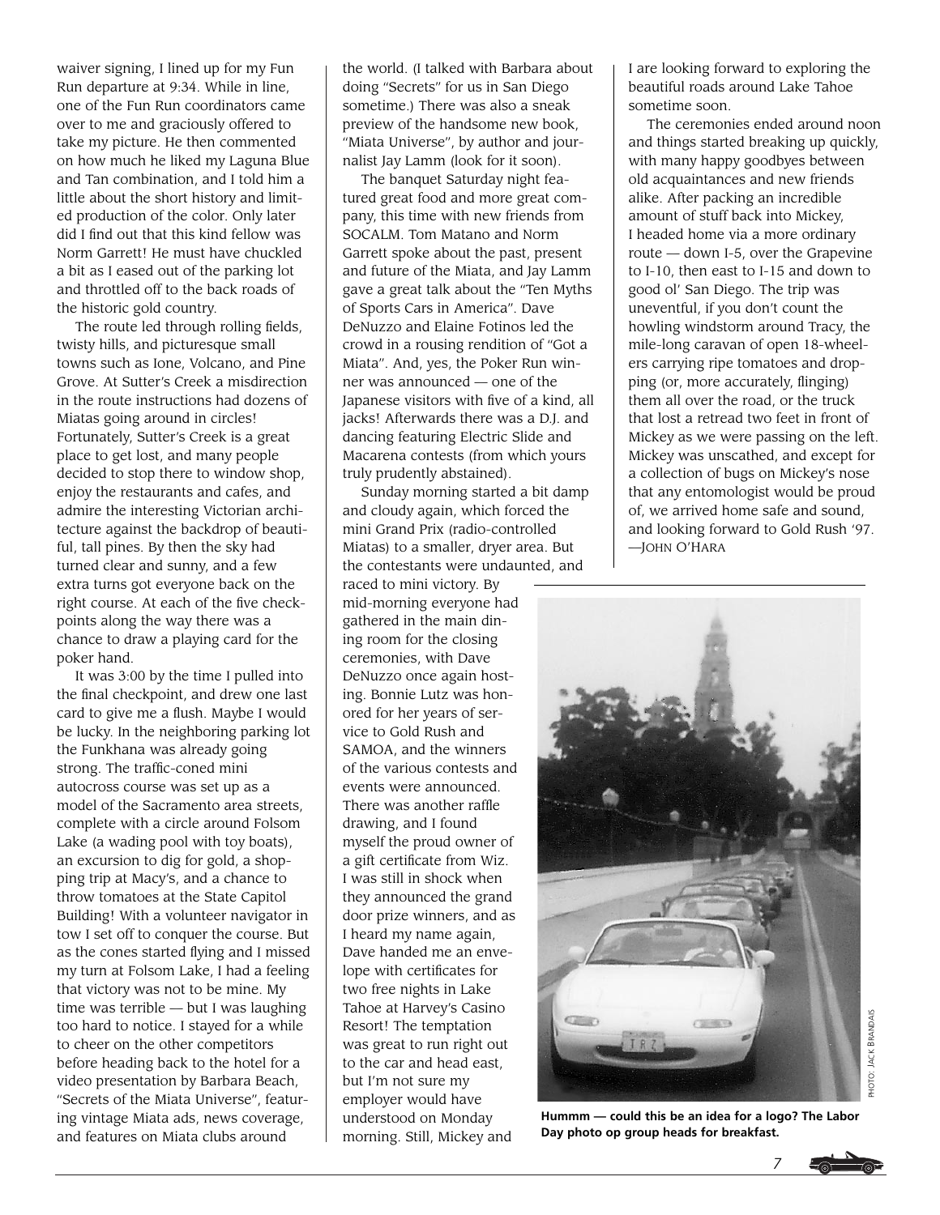waiver signing, I lined up for my Fun Run departure at 9:34. While in line, one of the Fun Run coordinators came over to me and graciously offered to take my picture. He then commented on how much he liked my Laguna Blue and Tan combination, and I told him a little about the short history and limited production of the color. Only later did I find out that this kind fellow was Norm Garrett! He must have chuckled a bit as I eased out of the parking lot and throttled off to the back roads of the historic gold country.

The route led through rolling fields, twisty hills, and picturesque small towns such as Ione, Volcano, and Pine Grove. At Sutter's Creek a misdirection in the route instructions had dozens of Miatas going around in circles! Fortunately, Sutter's Creek is a great place to get lost, and many people decided to stop there to window shop, enjoy the restaurants and cafes, and admire the interesting Victorian architecture against the backdrop of beautiful, tall pines. By then the sky had turned clear and sunny, and a few extra turns got everyone back on the right course. At each of the five checkpoints along the way there was a chance to draw a playing card for the poker hand.

It was 3:00 by the time I pulled into the final checkpoint, and drew one last card to give me a flush. Maybe I would be lucky. In the neighboring parking lot the Funkhana was already going strong. The traffic-coned mini autocross course was set up as a model of the Sacramento area streets, complete with a circle around Folsom Lake (a wading pool with toy boats), an excursion to dig for gold, a shopping trip at Macy's, and a chance to throw tomatoes at the State Capitol Building! With a volunteer navigator in tow I set off to conquer the course. But as the cones started flying and I missed my turn at Folsom Lake, I had a feeling that victory was not to be mine. My time was terrible — but I was laughing too hard to notice. I stayed for a while to cheer on the other competitors before heading back to the hotel for a video presentation by Barbara Beach, "Secrets of the Miata Universe", featuring vintage Miata ads, news coverage, and features on Miata clubs around the world. (I talked with Barbara about doing "Secrets" for us in San Diego sometime.) There was also a sneak preview of the handsome new book, "Miata Universe", by author and journalist Jay Lamm (look for it soon).

The banquet Saturday night featured great food and more great company, this time with new friends from SOCALM. Tom Matano and Norm Garrett spoke about the past, present and future of the Miata, and Jay Lamm gave a great talk about the "Ten Myths of Sports Cars in America". Dave DeNuzzo and Elaine Fotinos led the crowd in a rousing rendition of "Got a Miata". And, yes, the Poker Run winner was announced — one of the Japanese visitors with five of a kind, all jacks! Afterwards there was a D.J. and dancing featuring Electric Slide and Macarena contests (from which yours truly prudently abstained).

Sunday morning started a bit damp and cloudy again, which forced the mini Grand Prix (radio-controlled Miatas) to a smaller, dryer area. But the contestants were undaunted, and raced to mini victory. By mid-morning everyone had gathered in the main dining room for the closing ceremonies, with Dave DeNuzzo once again hosting. Bonnie Lutz was honored for her years of service to Gold Rush and SAMOA, and the winners of the various contests and events were announced. There was another raffle drawing, and I found myself the proud owner of a gift certificate from Wiz. I was still in shock when they announced the grand door prize winners, and as I heard my name again, Dave handed me an envelope with certificates for two free nights in Lake Tahoe at Harvey's Casino Resort! The temptation was great to run right out to the car and head east, but I'm not sure my employer would have understood on Monday morning. Still, Mickey and I are looking forward to exploring the beautiful roads around Lake Tahoe sometime soon.

The ceremonies ended around noon and things started breaking up quickly, with many happy goodbyes between old acquaintances and new friends alike. After packing an incredible amount of stuff back into Mickey, I headed home via a more ordinary route — down I-5, over the Grapevine to I-10, then east to I-15 and down to good ol' San Diego. The trip was uneventful, if you don't count the howling windstorm around Tracy, the mile-long caravan of open 18-wheelers carrying ripe tomatoes and dropping (or, more accurately, flinging) them all over the road, or the truck that lost a retread two feet in front of Mickey as we were passing on the left. Mickey was unscathed, and except for a collection of bugs on Mickey's nose that any entomologist would be proud of, we arrived home safe and sound, and looking forward to Gold Rush '97.
—John O'Hara

PHOTO: JACK BRANDAIS

**Hummm — could this be an idea for a logo? The Labor Day photo op group heads for breakfast.**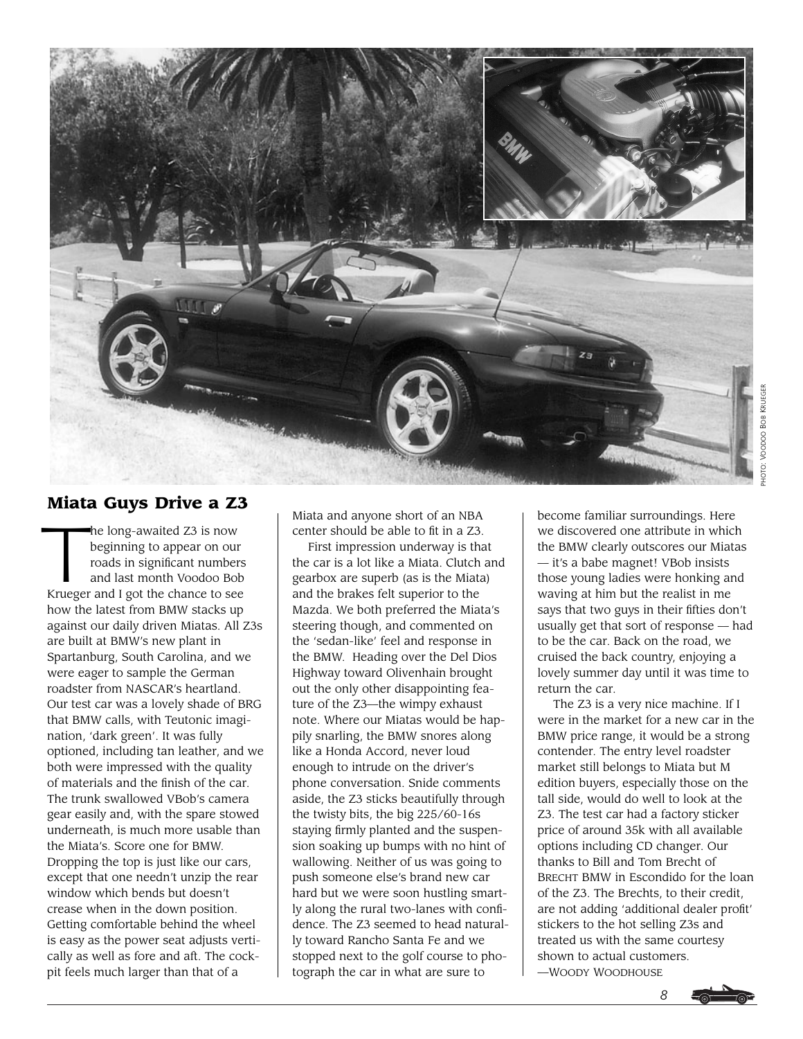## Miata Guys Drive a Z3

The long-awaited Z3 is now beginning to appear on our roads in significant numbers and last month Voodoo Bob Krueger and I got the chance to see how the latest from BMW stacks up against our daily driven Miatas. All Z3s are built at BMW's new plant in Spartanburg, South Carolina, and we were eager to sample the German roadster from NASCAR's heartland. Our test car was a lovely shade of BRG that BMW calls, with Teutonic imagination, 'dark green'. It was fully optioned, including tan leather, and we both were impressed with the quality of materials and the finish of the car. The trunk swallowed VBob's camera gear easily and, with the spare stowed underneath, is much more usable than the Miata's. Score one for BMW. Dropping the top is just like our cars, except that one needn't unzip the rear window which bends but doesn't crease when in the down position. Getting comfortable behind the wheel is easy as the power seat adjusts vertically as well as fore and aft. The cockpit feels much larger than that of a Miata and anyone short of an NBA center should be able to fit in a Z3.

First impression underway is that the car is a lot like a Miata. Clutch and gearbox are superb (as is the Miata) and the brakes felt superior to the Mazda. We both preferred the Miata's steering though, and commented on the 'sedan-like' feel and response in the BMW. Heading over the Del Dios Highway toward Olivenhain brought out the only other disappointing feature of the Z3—the wimpy exhaust note. Where our Miatas would be happily snarling, the BMW snores along like a Honda Accord, never loud enough to intrude on the driver's phone conversation. Snide comments aside, the Z3 sticks beautifully through the twisty bits, the big 225/60-16s staying firmly planted and the suspension soaking up bumps with no hint of wallowing. Neither of us was going to push someone else's brand new car hard but we were soon hustling smartly along the rural two-lanes with confidence. The Z3 seemed to head naturally toward Rancho Santa Fe and we stopped next to the golf course to photograph the car in what are sure to become familiar surroundings. Here we discovered one attribute in which the BMW clearly outscores our Miatas — it's a babe magnet! VBob insists those young ladies were honking and waving at him but the realist in me says that two guys in their fifties don't usually get that sort of response — had to be the car. Back on the road, we cruised the back country, enjoying a lovely summer day until it was time to return the car.

The Z3 is a very nice machine. If I were in the market for a new car in the BMW price range, it would be a strong contender. The entry level roadster market still belongs to Miata but M edition buyers, especially those on the tall side, would do well to look at the Z3. The test car had a factory sticker price of around 35k with all available options including CD changer. Our thanks to Bill and Tom Brecht of Brecht BMW in Escondido for the loan of the Z3. The Brechts, to their credit, are not adding 'additional dealer profit' stickers to the hot selling Z3s and treated us with the same courtesy shown to actual customers.

—Woody Woodhouse

Photo: Voodoo Bob Krueger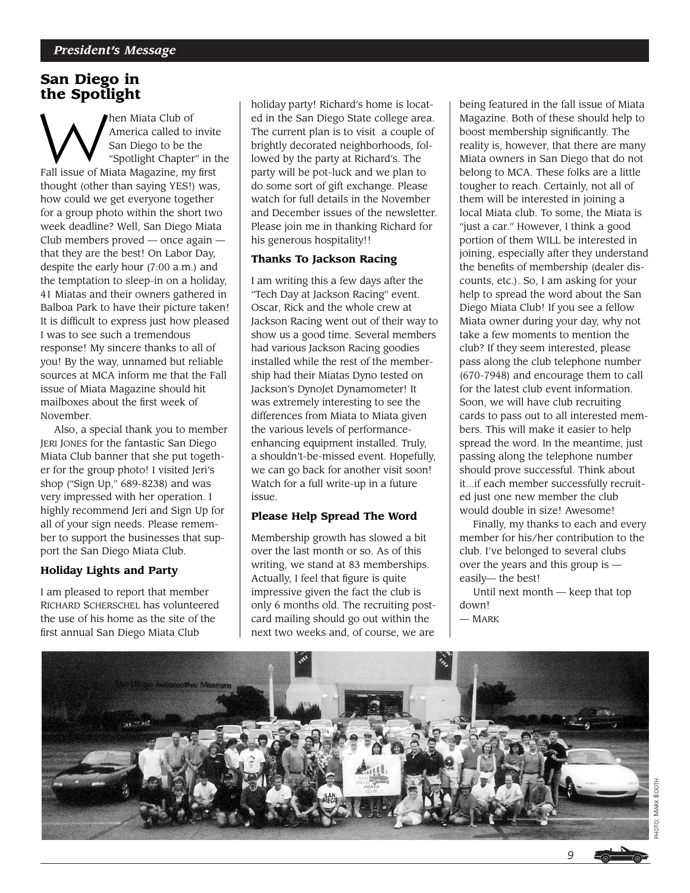*President's Message*

## San Diego in the Spotlight

When Miata Club of America called to invite San Diego to be the "Spotlight Chapter" in the Fall issue of Miata Magazine, my first thought (other than saying YES!) was, how could we get everyone together for a group photo within the short two week deadline? Well, San Diego Miata Club members proved — once again — that they are the best! On Labor Day, despite the early hour (7:00 a.m.) and the temptation to sleep-in on a holiday, 41 Miatas and their owners gathered in Balboa Park to have their picture taken! It is difficult to express just how pleased I was to see such a tremendous response! My sincere thanks to all of you! By the way, unnamed but reliable sources at MCA inform me that the Fall issue of Miata Magazine should hit mailboxes about the first week of November.

Also, a special thank you to member JERI JONES for the fantastic San Diego Miata Club banner that she put together for the group photo! I visited Jeri's shop ("Sign Up," 689-8238) and was very impressed with her operation. I highly recommend Jeri and Sign Up for all of your sign needs. Please remember to support the businesses that support the San Diego Miata Club.

### Holiday Lights and Party

I am pleased to report that member RICHARD SCHERSCHEL has volunteered the use of his home as the site of the first annual San Diego Miata Club holiday party! Richard's home is located in the San Diego State college area. The current plan is to visit a couple of brightly decorated neighborhoods, followed by the party at Richard's. The party will be pot-luck and we plan to do some sort of gift exchange. Please watch for full details in the November and December issues of the newsletter. Please join me in thanking Richard for his generous hospitality!!

### Thanks To Jackson Racing

I am writing this a few days after the "Tech Day at Jackson Racing" event. Oscar, Rick and the whole crew at Jackson Racing went out of their way to show us a good time. Several members had various Jackson Racing goodies installed while the rest of the membership had their Miatas Dyno tested on Jackson's DynoJet Dynamometer! It was extremely interesting to see the differences from Miata to Miata given the various levels of performance-enhancing equipment installed. Truly, a shouldn't-be-missed event. Hopefully, we can go back for another visit soon! Watch for a full write-up in a future issue.

### Please Help Spread The Word

Membership growth has slowed a bit over the last month or so. As of this writing, we stand at 83 memberships. Actually, I feel that figure is quite impressive given the fact the club is only 6 months old. The recruiting postcard mailing should go out within the next two weeks and, of course, we are being featured in the fall issue of Miata Magazine. Both of these should help to boost membership significantly. The reality is, however, that there are many Miata owners in San Diego that do not belong to MCA. These folks are a little tougher to reach. Certainly, not all of them will be interested in joining a local Miata club. To some, the Miata is "just a car." However, I think a good portion of them WILL be interested in joining, especially after they understand the benefits of membership (dealer discounts, etc.). So, I am asking for your help to spread the word about the San Diego Miata Club! If you see a fellow Miata owner during your day, why not take a few moments to mention the club? If they seem interested, please pass along the club telephone number (670-7948) and encourage them to call for the latest club event information. Soon, we will have club recruiting cards to pass out to all interested members. This will make it easier to help spread the word. In the meantime, just passing along the telephone number should prove successful. Think about it...if each member successfully recruited just one new member the club would double in size! Awesome!

Finally, my thanks to each and every member for his/her contribution to the club. I've belonged to several clubs over the years and this group is — easily— the best!

Until next month — keep that top down!

— MARK

PHOTO: MARK BOOTH